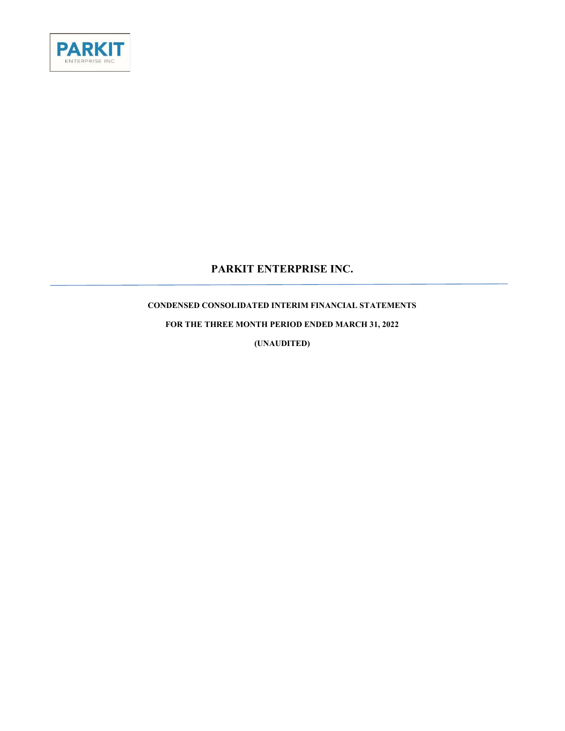PARKIT
ENTERPRISE INC

# PARKIT ENTERPRISE INC.

**CONDENSED CONSOLIDATED INTERIM FINANCIAL STATEMENTS**

**FOR THE THREE MONTH PERIOD ENDED MARCH 31, 2022**

**(UNAUDITED)**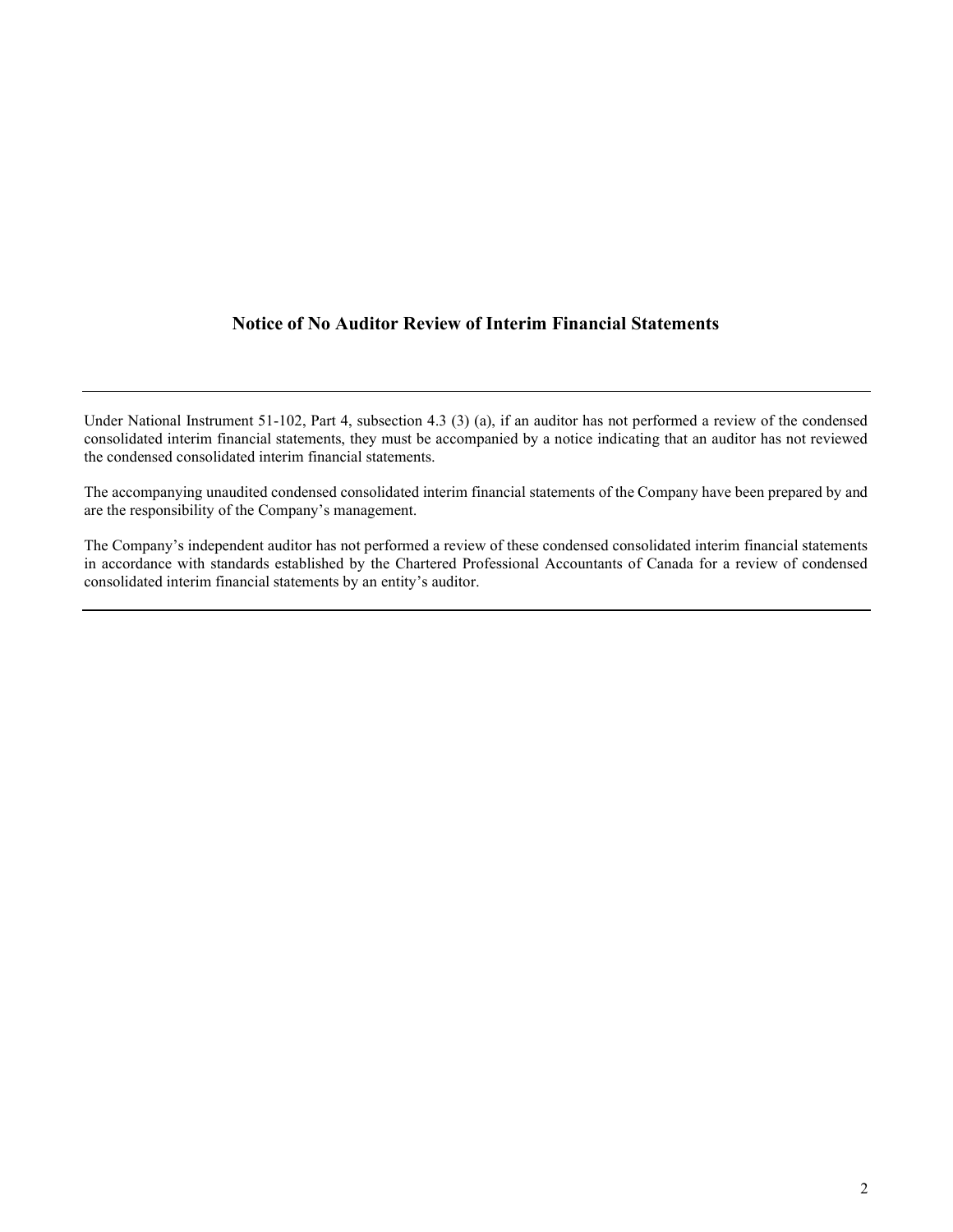## Notice of No Auditor Review of Interim Financial Statements

---

Under National Instrument 51-102, Part 4, subsection 4.3 (3) (a), if an auditor has not performed a review of the condensed consolidated interim financial statements, they must be accompanied by a notice indicating that an auditor has not reviewed the condensed consolidated interim financial statements.

The accompanying unaudited condensed consolidated interim financial statements of the Company have been prepared by and are the responsibility of the Company's management.

The Company's independent auditor has not performed a review of these condensed consolidated interim financial statements in accordance with standards established by the Chartered Professional Accountants of Canada for a review of condensed consolidated interim financial statements by an entity's auditor.

---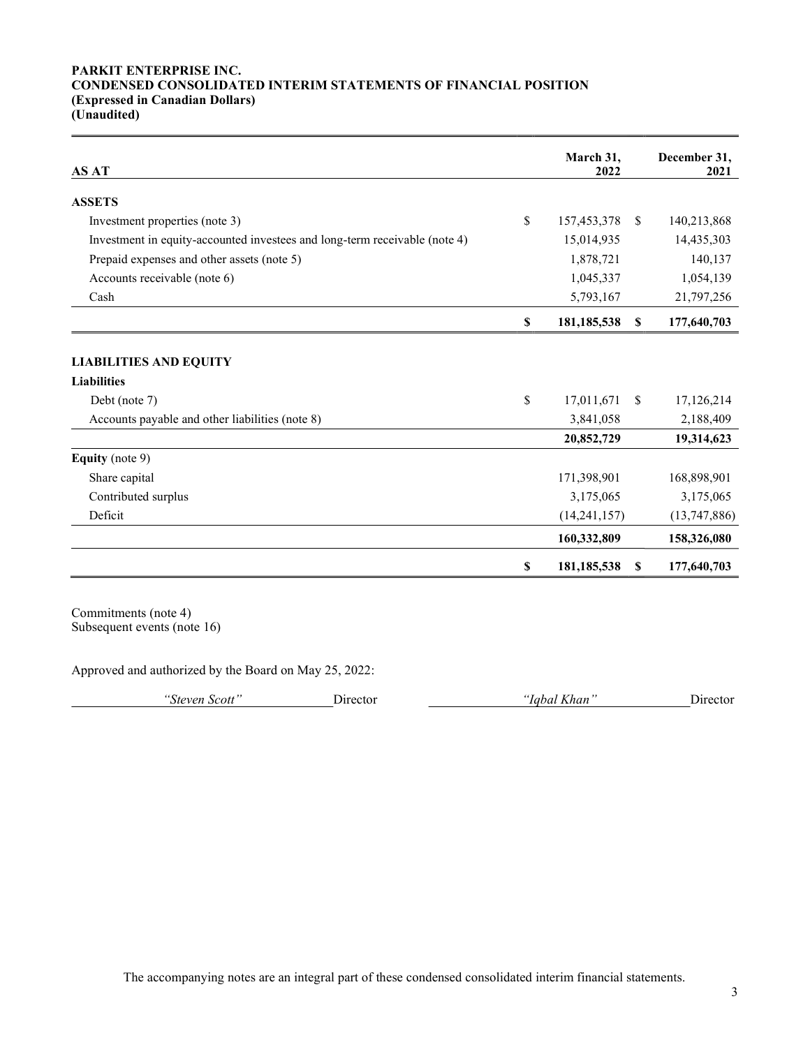**PARKIT ENTERPRISE INC.**
**CONDENSED CONSOLIDATED INTERIM STATEMENTS OF FINANCIAL POSITION**
**(Expressed in Canadian Dollars)**
**(Unaudited)**

| AS AT | March 31, 2022 | December 31, 2021 |
|---|---|---|
| **ASSETS** | | |
| Investment properties (note 3) | $ 157,453,378 | $ 140,213,868 |
| Investment in equity-accounted investees and long-term receivable (note 4) | 15,014,935 | 14,435,303 |
| Prepaid expenses and other assets (note 5) | 1,878,721 | 140,137 |
| Accounts receivable (note 6) | 1,045,337 | 1,054,139 |
| Cash | 5,793,167 | 21,797,256 |
| | **$ 181,185,538** | **$ 177,640,703** |
| **LIABILITIES AND EQUITY** | | |
| **Liabilities** | | |
| Debt (note 7) | $ 17,011,671 | $ 17,126,214 |
| Accounts payable and other liabilities (note 8) | 3,841,058 | 2,188,409 |
| | **20,852,729** | **19,314,623** |
| **Equity** (note 9) | | |
| Share capital | 171,398,901 | 168,898,901 |
| Contributed surplus | 3,175,065 | 3,175,065 |
| Deficit | (14,241,157) | (13,747,886) |
| | **160,332,809** | **158,326,080** |
| | **$ 181,185,538** | **$ 177,640,703** |

Commitments (note 4)
Subsequent events (note 16)

Approved and authorized by the Board on May 25, 2022:

*"Steven Scott"* Director *"Iqbal Khan"* Director

The accompanying notes are an integral part of these condensed consolidated interim financial statements.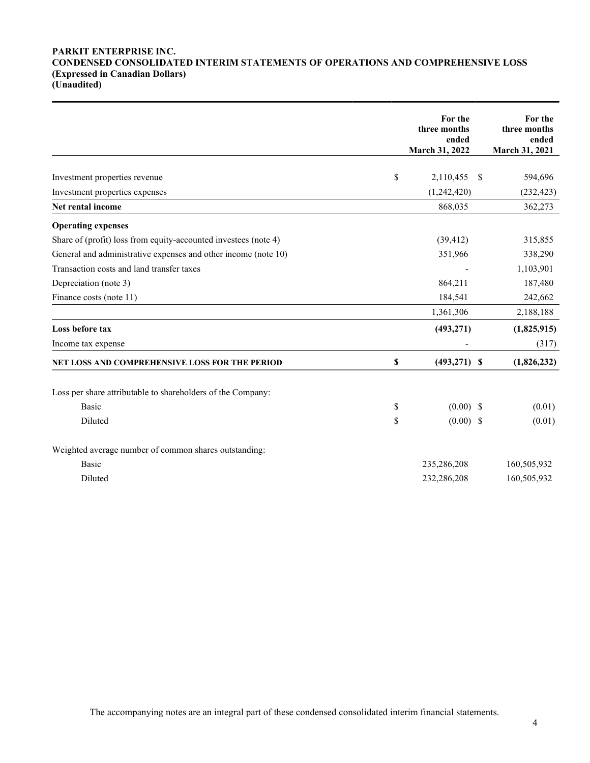**PARKIT ENTERPRISE INC.**
**CONDENSED CONSOLIDATED INTERIM STATEMENTS OF OPERATIONS AND COMPREHENSIVE LOSS**
**(Expressed in Canadian Dollars)**
**(Unaudited)**

| | For the three months ended March 31, 2022 | For the three months ended March 31, 2021 |
|---|---|---|
| Investment properties revenue | $ 2,110,455 | $ 594,696 |
| Investment properties expenses | (1,242,420) | (232,423) |
| **Net rental income** | 868,035 | 362,273 |
| **Operating expenses** | | |
| Share of (profit) loss from equity-accounted investees (note 4) | (39,412) | 315,855 |
| General and administrative expenses and other income (note 10) | 351,966 | 338,290 |
| Transaction costs and land transfer taxes | - | 1,103,901 |
| Depreciation (note 3) | 864,211 | 187,480 |
| Finance costs (note 11) | 184,541 | 242,662 |
| | 1,361,306 | 2,188,188 |
| **Loss before tax** | **(493,271)** | **(1,825,915)** |
| Income tax expense | - | (317) |
| **NET LOSS AND COMPREHENSIVE LOSS FOR THE PERIOD** | **$ (493,271)** | **$ (1,826,232)** |
| Loss per share attributable to shareholders of the Company: | | |
| Basic | $ (0.00) | $ (0.01) |
| Diluted | $ (0.00) | $ (0.01) |
| Weighted average number of common shares outstanding: | | |
| Basic | 235,286,208 | 160,505,932 |
| Diluted | 232,286,208 | 160,505,932 |

The accompanying notes are an integral part of these condensed consolidated interim financial statements.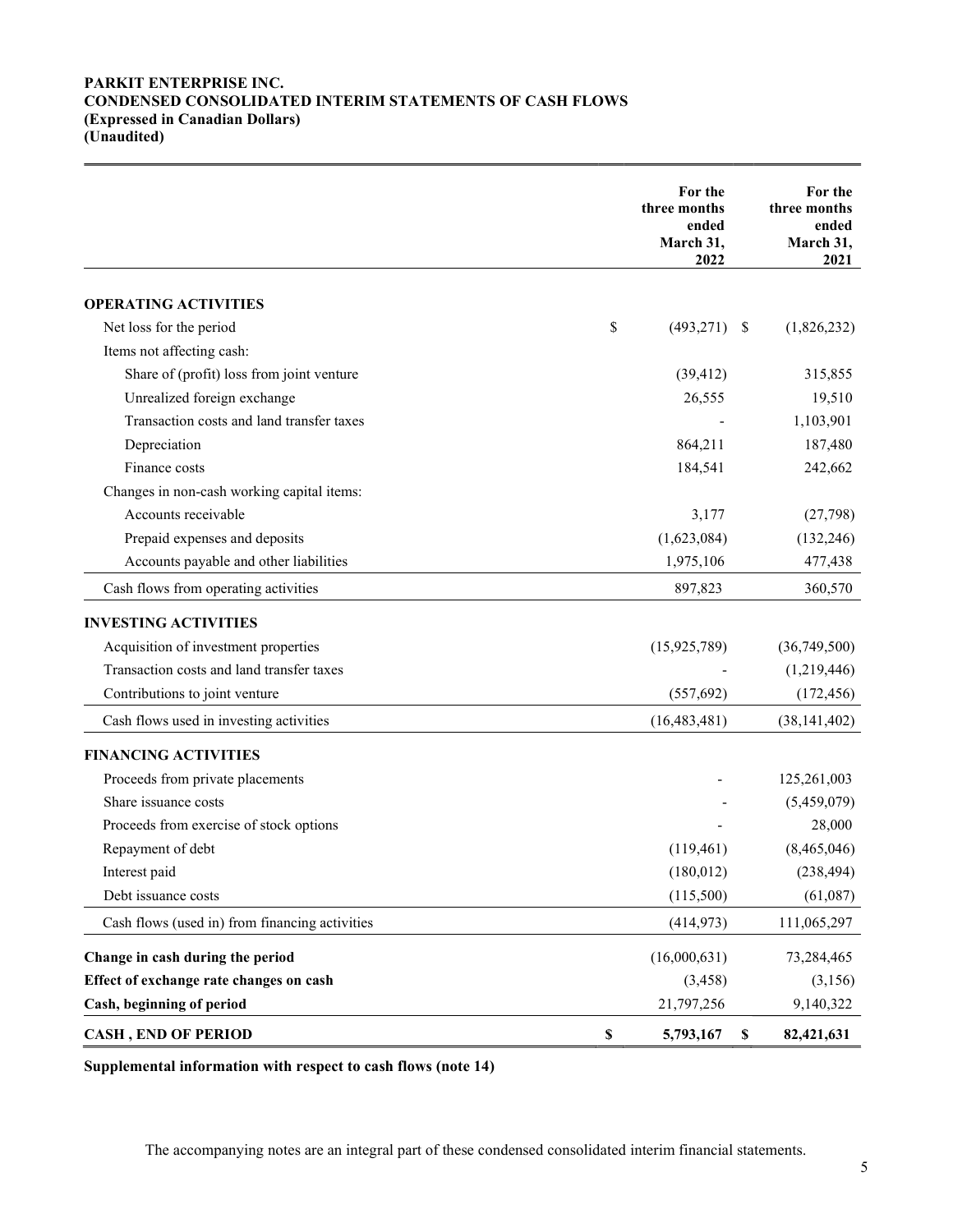**PARKIT ENTERPRISE INC.**
**CONDENSED CONSOLIDATED INTERIM STATEMENTS OF CASH FLOWS**
**(Expressed in Canadian Dollars)**
**(Unaudited)**

| | For the three months ended March 31, 2022 | For the three months ended March 31, 2021 |
|---|---|---|
| **OPERATING ACTIVITIES** | | |
| Net loss for the period | $ (493,271) | $ (1,826,232) |
| Items not affecting cash: | | |
| Share of (profit) loss from joint venture | (39,412) | 315,855 |
| Unrealized foreign exchange | 26,555 | 19,510 |
| Transaction costs and land transfer taxes | - | 1,103,901 |
| Depreciation | 864,211 | 187,480 |
| Finance costs | 184,541 | 242,662 |
| Changes in non-cash working capital items: | | |
| Accounts receivable | 3,177 | (27,798) |
| Prepaid expenses and deposits | (1,623,084) | (132,246) |
| Accounts payable and other liabilities | 1,975,106 | 477,438 |
| Cash flows from operating activities | 897,823 | 360,570 |
| **INVESTING ACTIVITIES** | | |
| Acquisition of investment properties | (15,925,789) | (36,749,500) |
| Transaction costs and land transfer taxes | - | (1,219,446) |
| Contributions to joint venture | (557,692) | (172,456) |
| Cash flows used in investing activities | (16,483,481) | (38,141,402) |
| **FINANCING ACTIVITIES** | | |
| Proceeds from private placements | - | 125,261,003 |
| Share issuance costs | - | (5,459,079) |
| Proceeds from exercise of stock options | - | 28,000 |
| Repayment of debt | (119,461) | (8,465,046) |
| Interest paid | (180,012) | (238,494) |
| Debt issuance costs | (115,500) | (61,087) |
| Cash flows (used in) from financing activities | (414,973) | 111,065,297 |
| **Change in cash during the period** | (16,000,631) | 73,284,465 |
| **Effect of exchange rate changes on cash** | (3,458) | (3,156) |
| **Cash, beginning of period** | 21,797,256 | 9,140,322 |
| **CASH , END OF PERIOD** | **$ 5,793,167** | **$ 82,421,631** |

**Supplemental information with respect to cash flows (note 14)**

The accompanying notes are an integral part of these condensed consolidated interim financial statements.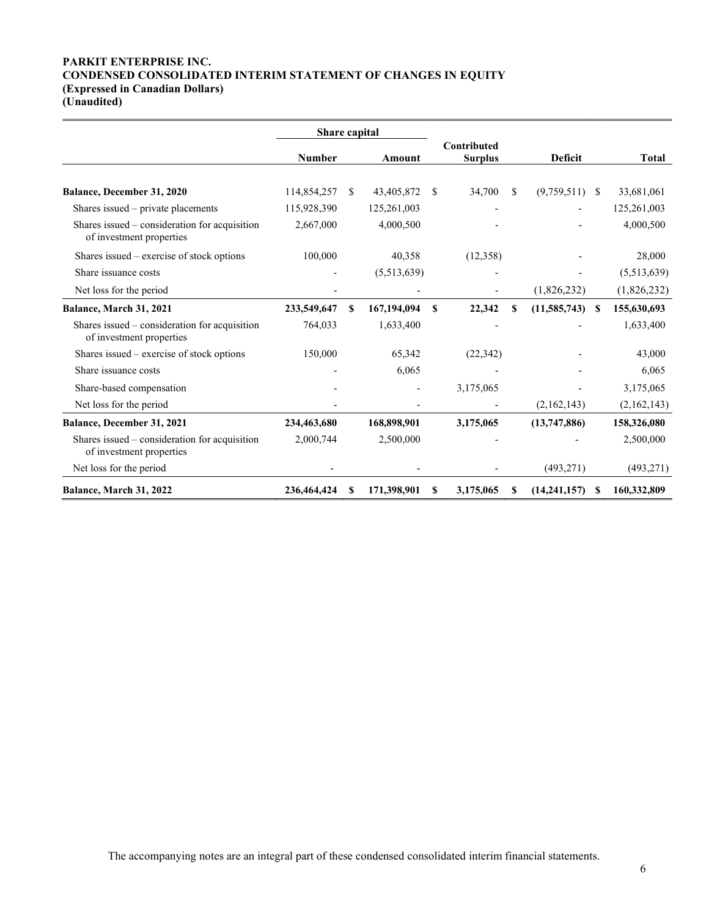**PARKIT ENTERPRISE INC.**
**CONDENSED CONSOLIDATED INTERIM STATEMENT OF CHANGES IN EQUITY**
**(Expressed in Canadian Dollars)**
**(Unaudited)**

| | Share capital | | | | |
|---|---|---|---|---|---|
| | Number | Amount | Contributed Surplus | Deficit | Total |
| **Balance, December 31, 2020** | 114,854,257 | $ 43,405,872 | $ 34,700 | $ (9,759,511) | $ 33,681,061 |
| Shares issued – private placements | 115,928,390 | 125,261,003 | - | - | 125,261,003 |
| Shares issued – consideration for acquisition of investment properties | 2,667,000 | 4,000,500 | - | - | 4,000,500 |
| Shares issued – exercise of stock options | 100,000 | 40,358 | (12,358) | - | 28,000 |
| Share issuance costs | - | (5,513,639) | - | - | (5,513,639) |
| Net loss for the period | - | - | - | (1,826,232) | (1,826,232) |
| **Balance, March 31, 2021** | **233,549,647** | **$ 167,194,094** | **$ 22,342** | **$ (11,585,743)** | **$ 155,630,693** |
| Shares issued – consideration for acquisition of investment properties | 764,033 | 1,633,400 | - | - | 1,633,400 |
| Shares issued – exercise of stock options | 150,000 | 65,342 | (22,342) | - | 43,000 |
| Share issuance costs | - | 6,065 | - | - | 6,065 |
| Share-based compensation | - | - | 3,175,065 | - | 3,175,065 |
| Net loss for the period | - | - | - | (2,162,143) | (2,162,143) |
| **Balance, December 31, 2021** | **234,463,680** | **168,898,901** | **3,175,065** | **(13,747,886)** | **158,326,080** |
| Shares issued – consideration for acquisition of investment properties | 2,000,744 | 2,500,000 | - | - | 2,500,000 |
| Net loss for the period | - | - | - | (493,271) | (493,271) |
| **Balance, March 31, 2022** | **236,464,424** | **$ 171,398,901** | **$ 3,175,065** | **$ (14,241,157)** | **$ 160,332,809** |

The accompanying notes are an integral part of these condensed consolidated interim financial statements.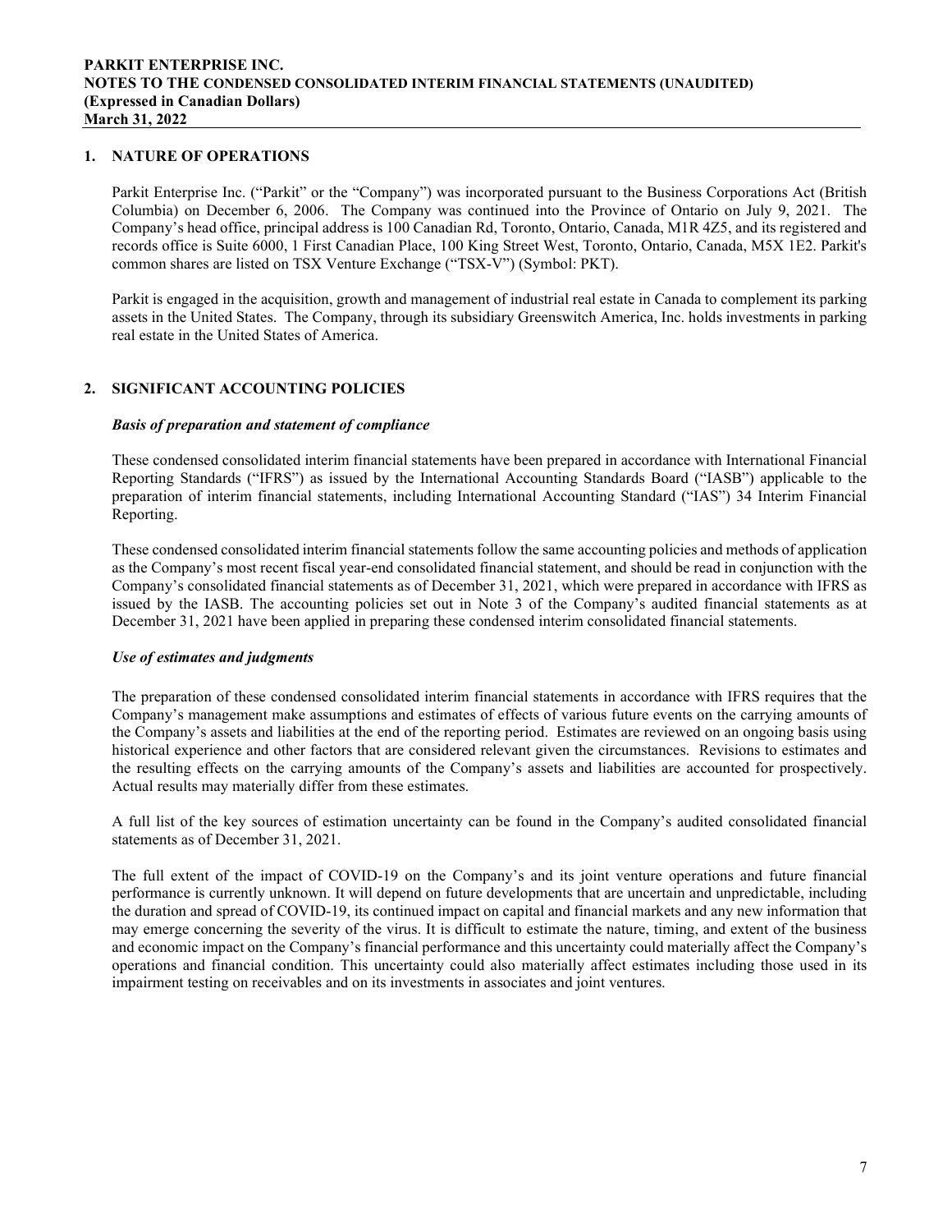## 1. NATURE OF OPERATIONS

Parkit Enterprise Inc. ("Parkit" or the "Company") was incorporated pursuant to the Business Corporations Act (British Columbia) on December 6, 2006. The Company was continued into the Province of Ontario on July 9, 2021. The Company's head office, principal address is 100 Canadian Rd, Toronto, Ontario, Canada, M1R 4Z5, and its registered and records office is Suite 6000, 1 First Canadian Place, 100 King Street West, Toronto, Ontario, Canada, M5X 1E2. Parkit's common shares are listed on TSX Venture Exchange ("TSX-V") (Symbol: PKT).

Parkit is engaged in the acquisition, growth and management of industrial real estate in Canada to complement its parking assets in the United States. The Company, through its subsidiary Greenswitch America, Inc. holds investments in parking real estate in the United States of America.

## 2. SIGNIFICANT ACCOUNTING POLICIES

### *Basis of preparation and statement of compliance*

These condensed consolidated interim financial statements have been prepared in accordance with International Financial Reporting Standards ("IFRS") as issued by the International Accounting Standards Board ("IASB") applicable to the preparation of interim financial statements, including International Accounting Standard ("IAS") 34 Interim Financial Reporting.

These condensed consolidated interim financial statements follow the same accounting policies and methods of application as the Company's most recent fiscal year-end consolidated financial statement, and should be read in conjunction with the Company's consolidated financial statements as of December 31, 2021, which were prepared in accordance with IFRS as issued by the IASB. The accounting policies set out in Note 3 of the Company's audited financial statements as at December 31, 2021 have been applied in preparing these condensed interim consolidated financial statements.

### *Use of estimates and judgments*

The preparation of these condensed consolidated interim financial statements in accordance with IFRS requires that the Company's management make assumptions and estimates of effects of various future events on the carrying amounts of the Company's assets and liabilities at the end of the reporting period. Estimates are reviewed on an ongoing basis using historical experience and other factors that are considered relevant given the circumstances. Revisions to estimates and the resulting effects on the carrying amounts of the Company's assets and liabilities are accounted for prospectively. Actual results may materially differ from these estimates.

A full list of the key sources of estimation uncertainty can be found in the Company's audited consolidated financial statements as of December 31, 2021.

The full extent of the impact of COVID-19 on the Company's and its joint venture operations and future financial performance is currently unknown. It will depend on future developments that are uncertain and unpredictable, including the duration and spread of COVID-19, its continued impact on capital and financial markets and any new information that may emerge concerning the severity of the virus. It is difficult to estimate the nature, timing, and extent of the business and economic impact on the Company's financial performance and this uncertainty could materially affect the Company's operations and financial condition. This uncertainty could also materially affect estimates including those used in its impairment testing on receivables and on its investments in associates and joint ventures.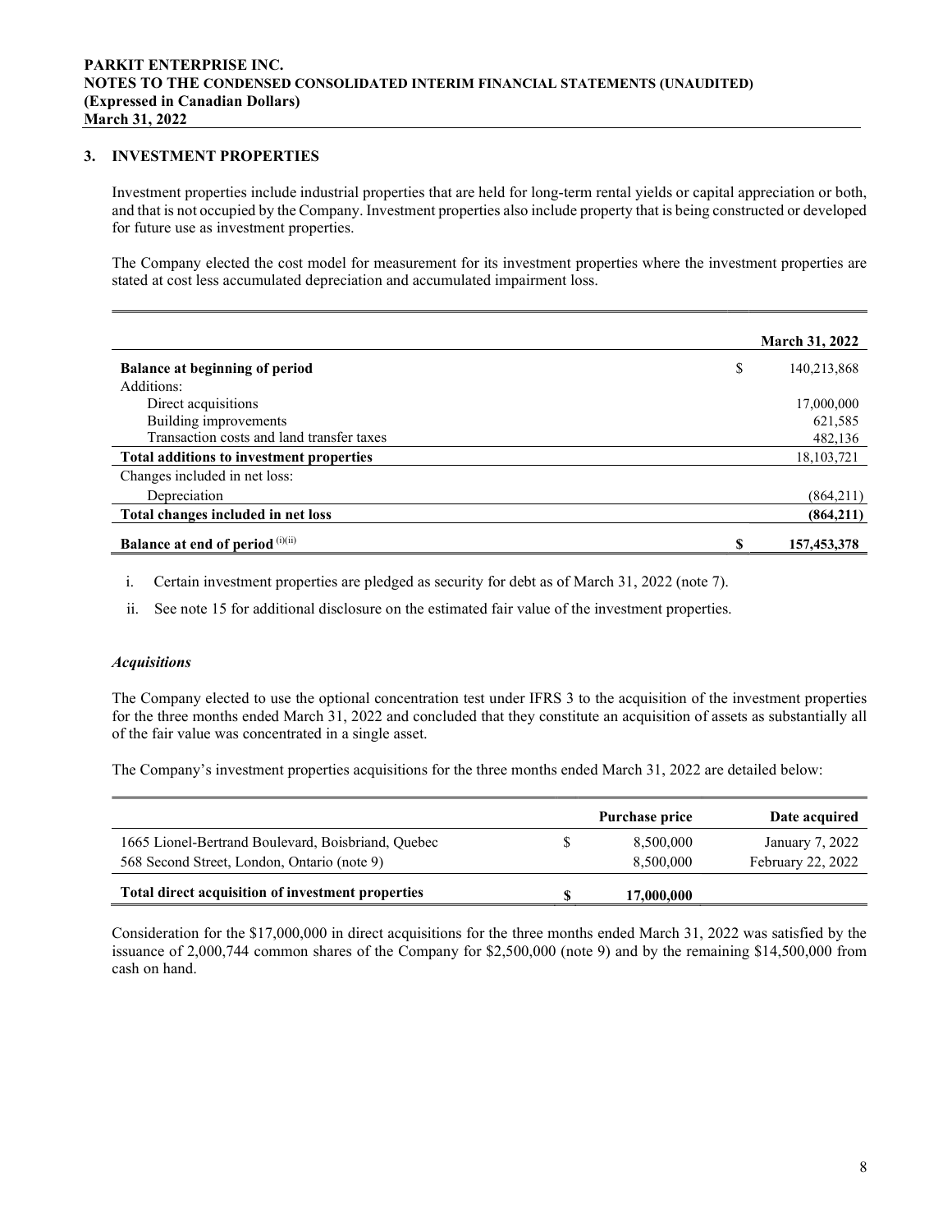## 3. INVESTMENT PROPERTIES

Investment properties include industrial properties that are held for long-term rental yields or capital appreciation or both, and that is not occupied by the Company. Investment properties also include property that is being constructed or developed for future use as investment properties.

The Company elected the cost model for measurement for its investment properties where the investment properties are stated at cost less accumulated depreciation and accumulated impairment loss.

| | | March 31, 2022 |
|---|---|---|
| **Balance at beginning of period** | $ | 140,213,868 |
| Additions: | | |
| Direct acquisitions | | 17,000,000 |
| Building improvements | | 621,585 |
| Transaction costs and land transfer taxes | | 482,136 |
| **Total additions to investment properties** | | 18,103,721 |
| Changes included in net loss: | | |
| Depreciation | | (864,211) |
| **Total changes included in net loss** | | **(864,211)** |
| **Balance at end of period** (i)(ii) | **$** | **157,453,378** |

i. Certain investment properties are pledged as security for debt as of March 31, 2022 (note 7).

ii. See note 15 for additional disclosure on the estimated fair value of the investment properties.

### *Acquisitions*

The Company elected to use the optional concentration test under IFRS 3 to the acquisition of the investment properties for the three months ended March 31, 2022 and concluded that they constitute an acquisition of assets as substantially all of the fair value was concentrated in a single asset.

The Company's investment properties acquisitions for the three months ended March 31, 2022 are detailed below:

| | | Purchase price | Date acquired |
|---|---|---|---|
| 1665 Lionel-Bertrand Boulevard, Boisbriand, Quebec | $ | 8,500,000 | January 7, 2022 |
| 568 Second Street, London, Ontario (note 9) | | 8,500,000 | February 22, 2022 |
| **Total direct acquisition of investment properties** | **$** | **17,000,000** | |

Consideration for the $17,000,000 in direct acquisitions for the three months ended March 31, 2022 was satisfied by the issuance of 2,000,744 common shares of the Company for $2,500,000 (note 9) and by the remaining $14,500,000 from cash on hand.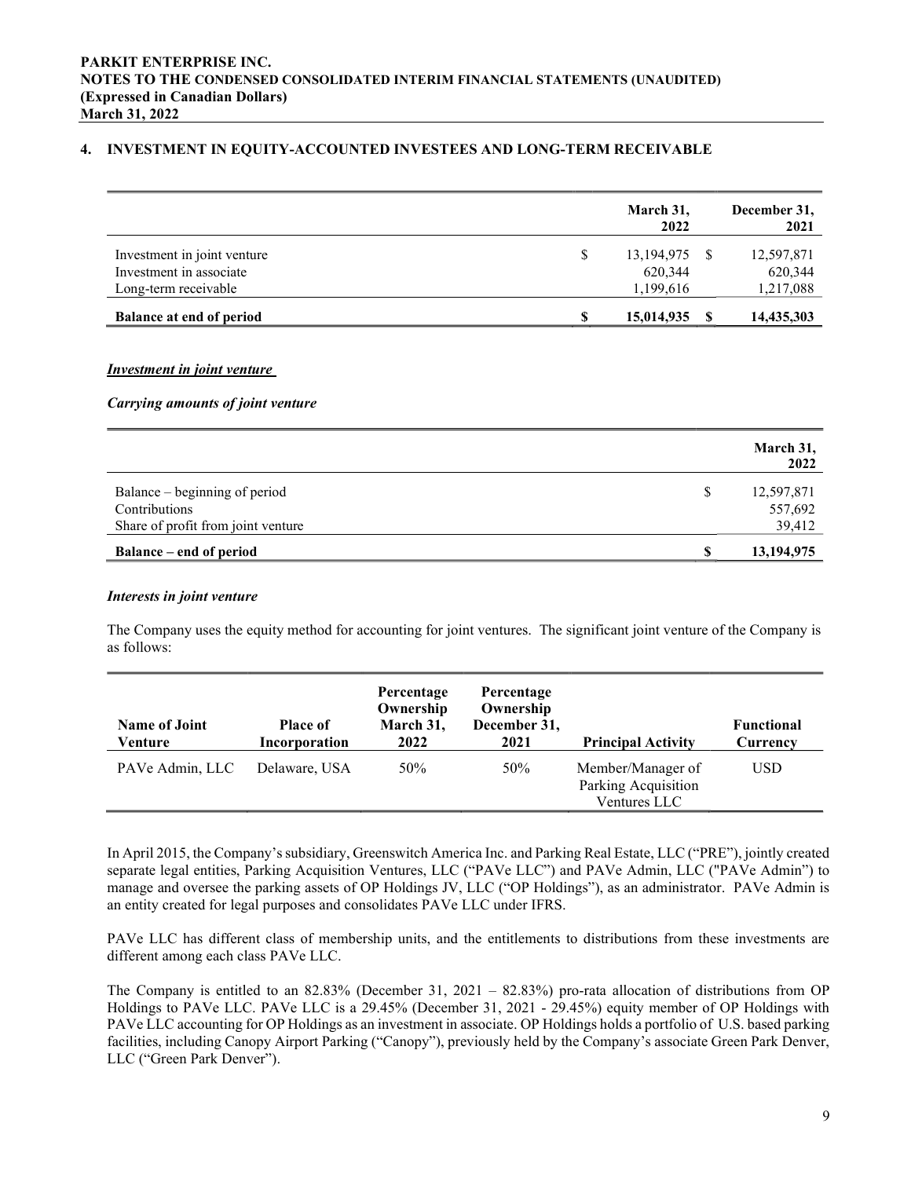## 4. INVESTMENT IN EQUITY-ACCOUNTED INVESTEES AND LONG-TERM RECEIVABLE

| | March 31, 2022 | December 31, 2021 |
|---|---|---|
| Investment in joint venture | $ 13,194,975 | $ 12,597,871 |
| Investment in associate | 620,344 | 620,344 |
| Long-term receivable | 1,199,616 | 1,217,088 |
| **Balance at end of period** | **$ 15,014,935** | **$ 14,435,303** |

***Investment in joint venture***

***Carrying amounts of joint venture***

| | March 31, 2022 |
|---|---|
| Balance – beginning of period | $ 12,597,871 |
| Contributions | 557,692 |
| Share of profit from joint venture | 39,412 |
| **Balance – end of period** | **$ 13,194,975** |

***Interests in joint venture***

The Company uses the equity method for accounting for joint ventures. The significant joint venture of the Company is as follows:

| Name of Joint Venture | Place of Incorporation | Percentage Ownership March 31, 2022 | Percentage Ownership December 31, 2021 | Principal Activity | Functional Currency |
|---|---|---|---|---|---|
| PAVe Admin, LLC | Delaware, USA | 50% | 50% | Member/Manager of Parking Acquisition Ventures LLC | USD |

In April 2015, the Company's subsidiary, Greenswitch America Inc. and Parking Real Estate, LLC ("PRE"), jointly created separate legal entities, Parking Acquisition Ventures, LLC ("PAVe LLC") and PAVe Admin, LLC ("PAVe Admin") to manage and oversee the parking assets of OP Holdings JV, LLC ("OP Holdings"), as an administrator. PAVe Admin is an entity created for legal purposes and consolidates PAVe LLC under IFRS.

PAVe LLC has different class of membership units, and the entitlements to distributions from these investments are different among each class PAVe LLC.

The Company is entitled to an 82.83% (December 31, 2021 – 82.83%) pro-rata allocation of distributions from OP Holdings to PAVe LLC. PAVe LLC is a 29.45% (December 31, 2021 - 29.45%) equity member of OP Holdings with PAVe LLC accounting for OP Holdings as an investment in associate. OP Holdings holds a portfolio of U.S. based parking facilities, including Canopy Airport Parking ("Canopy"), previously held by the Company's associate Green Park Denver, LLC ("Green Park Denver").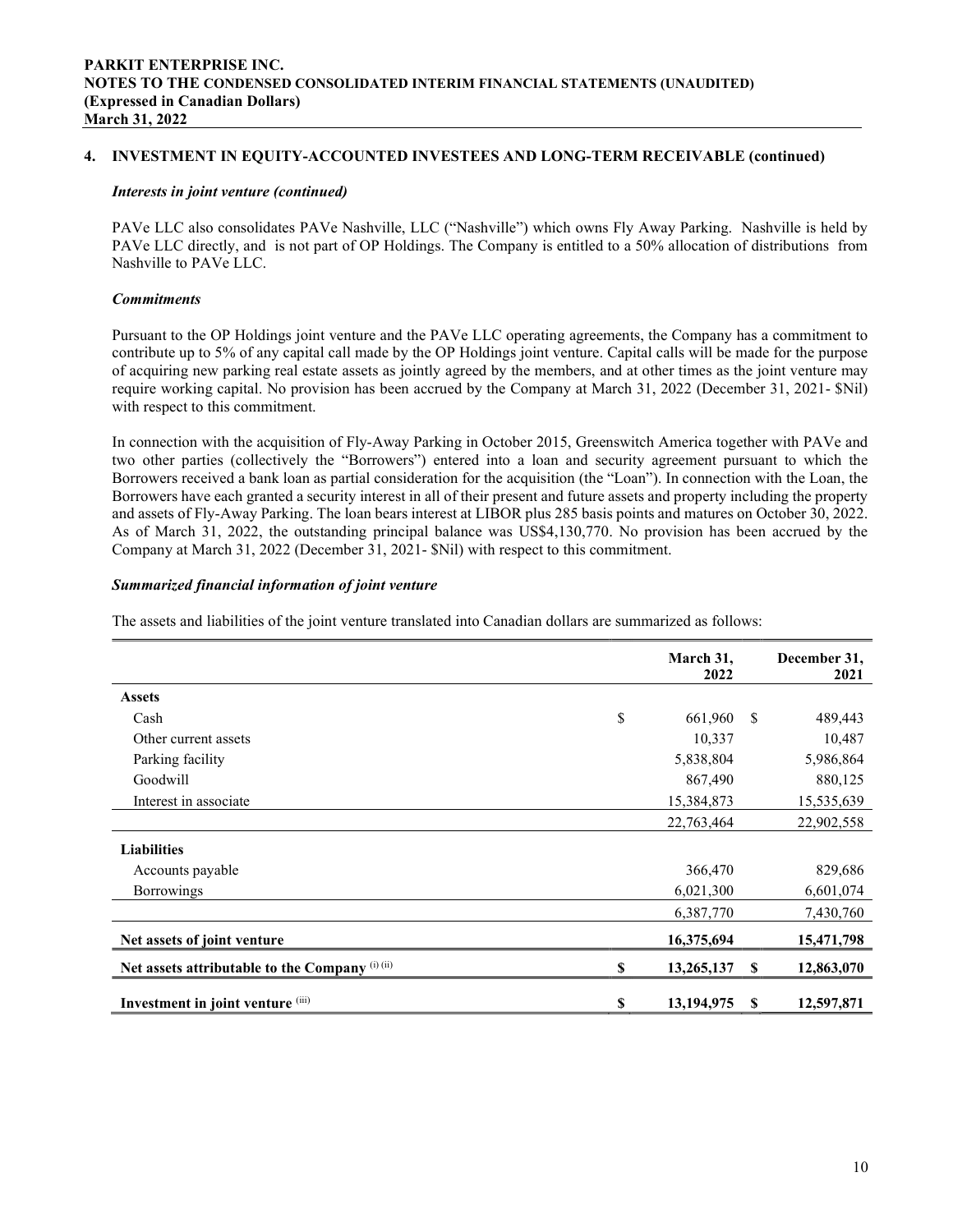## 4. INVESTMENT IN EQUITY-ACCOUNTED INVESTEES AND LONG-TERM RECEIVABLE (continued)

### *Interests in joint venture (continued)*

PAVe LLC also consolidates PAVe Nashville, LLC ("Nashville") which owns Fly Away Parking. Nashville is held by PAVe LLC directly, and is not part of OP Holdings. The Company is entitled to a 50% allocation of distributions from Nashville to PAVe LLC.

### *Commitments*

Pursuant to the OP Holdings joint venture and the PAVe LLC operating agreements, the Company has a commitment to contribute up to 5% of any capital call made by the OP Holdings joint venture. Capital calls will be made for the purpose of acquiring new parking real estate assets as jointly agreed by the members, and at other times as the joint venture may require working capital. No provision has been accrued by the Company at March 31, 2022 (December 31, 2021- $Nil) with respect to this commitment.

In connection with the acquisition of Fly-Away Parking in October 2015, Greenswitch America together with PAVe and two other parties (collectively the "Borrowers") entered into a loan and security agreement pursuant to which the Borrowers received a bank loan as partial consideration for the acquisition (the "Loan"). In connection with the Loan, the Borrowers have each granted a security interest in all of their present and future assets and property including the property and assets of Fly-Away Parking. The loan bears interest at LIBOR plus 285 basis points and matures on October 30, 2022. As of March 31, 2022, the outstanding principal balance was US$4,130,770. No provision has been accrued by the Company at March 31, 2022 (December 31, 2021- $Nil) with respect to this commitment.

### *Summarized financial information of joint venture*

The assets and liabilities of the joint venture translated into Canadian dollars are summarized as follows:

| | March 31, 2022 | December 31, 2021 |
|---|---|---|
| **Assets** | | |
| Cash | $ 661,960 | $ 489,443 |
| Other current assets | 10,337 | 10,487 |
| Parking facility | 5,838,804 | 5,986,864 |
| Goodwill | 867,490 | 880,125 |
| Interest in associate | 15,384,873 | 15,535,639 |
| | 22,763,464 | 22,902,558 |
| **Liabilities** | | |
| Accounts payable | 366,470 | 829,686 |
| Borrowings | 6,021,300 | 6,601,074 |
| | 6,387,770 | 7,430,760 |
| **Net assets of joint venture** | **16,375,694** | **15,471,798** |
| **Net assets attributable to the Company** (i) (ii) | **$ 13,265,137** | **$ 12,863,070** |
| **Investment in joint venture** (iii) | **$ 13,194,975** | **$ 12,597,871** |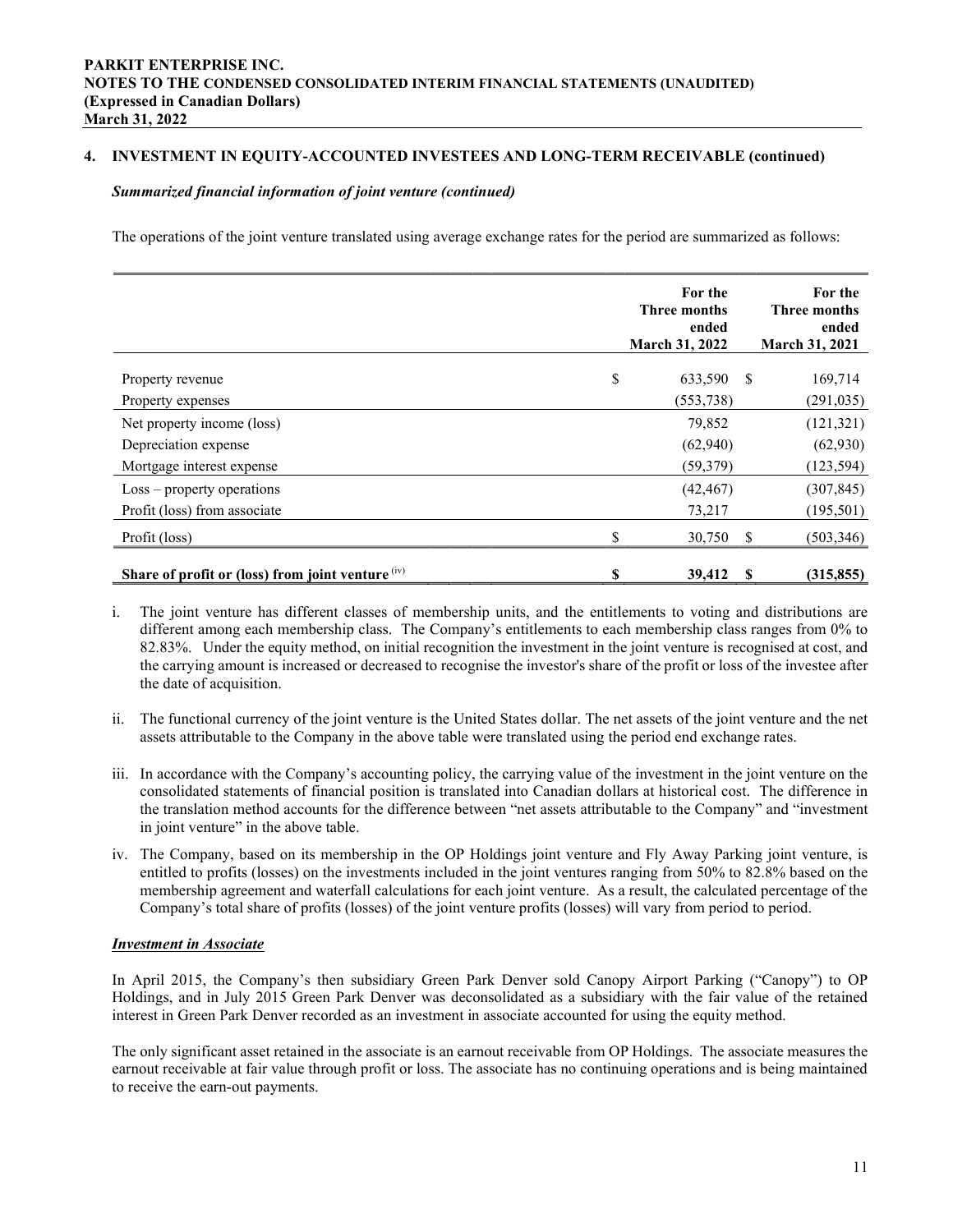## 4. INVESTMENT IN EQUITY-ACCOUNTED INVESTEES AND LONG-TERM RECEIVABLE (continued)

### *Summarized financial information of joint venture (continued)*

The operations of the joint venture translated using average exchange rates for the period are summarized as follows:

| | For the Three months ended March 31, 2022 | For the Three months ended March 31, 2021 |
|---|---|---|
| Property revenue | $ 633,590 | $ 169,714 |
| Property expenses | (553,738) | (291,035) |
| Net property income (loss) | 79,852 | (121,321) |
| Depreciation expense | (62,940) | (62,930) |
| Mortgage interest expense | (59,379) | (123,594) |
| Loss – property operations | (42,467) | (307,845) |
| Profit (loss) from associate | 73,217 | (195,501) |
| Profit (loss) | $ 30,750 | $ (503,346) |
| **Share of profit or (loss) from joint venture** (iv) | **$ 39,412** | **$ (315,855)** |

i. The joint venture has different classes of membership units, and the entitlements to voting and distributions are different among each membership class. The Company's entitlements to each membership class ranges from 0% to 82.83%. Under the equity method, on initial recognition the investment in the joint venture is recognised at cost, and the carrying amount is increased or decreased to recognise the investor's share of the profit or loss of the investee after the date of acquisition.

ii. The functional currency of the joint venture is the United States dollar. The net assets of the joint venture and the net assets attributable to the Company in the above table were translated using the period end exchange rates.

iii. In accordance with the Company's accounting policy, the carrying value of the investment in the joint venture on the consolidated statements of financial position is translated into Canadian dollars at historical cost. The difference in the translation method accounts for the difference between "net assets attributable to the Company" and "investment in joint venture" in the above table.

iv. The Company, based on its membership in the OP Holdings joint venture and Fly Away Parking joint venture, is entitled to profits (losses) on the investments included in the joint ventures ranging from 50% to 82.8% based on the membership agreement and waterfall calculations for each joint venture. As a result, the calculated percentage of the Company's total share of profits (losses) of the joint venture profits (losses) will vary from period to period.

### ***Investment in Associate***

In April 2015, the Company's then subsidiary Green Park Denver sold Canopy Airport Parking ("Canopy") to OP Holdings, and in July 2015 Green Park Denver was deconsolidated as a subsidiary with the fair value of the retained interest in Green Park Denver recorded as an investment in associate accounted for using the equity method.

The only significant asset retained in the associate is an earnout receivable from OP Holdings. The associate measures the earnout receivable at fair value through profit or loss. The associate has no continuing operations and is being maintained to receive the earn-out payments.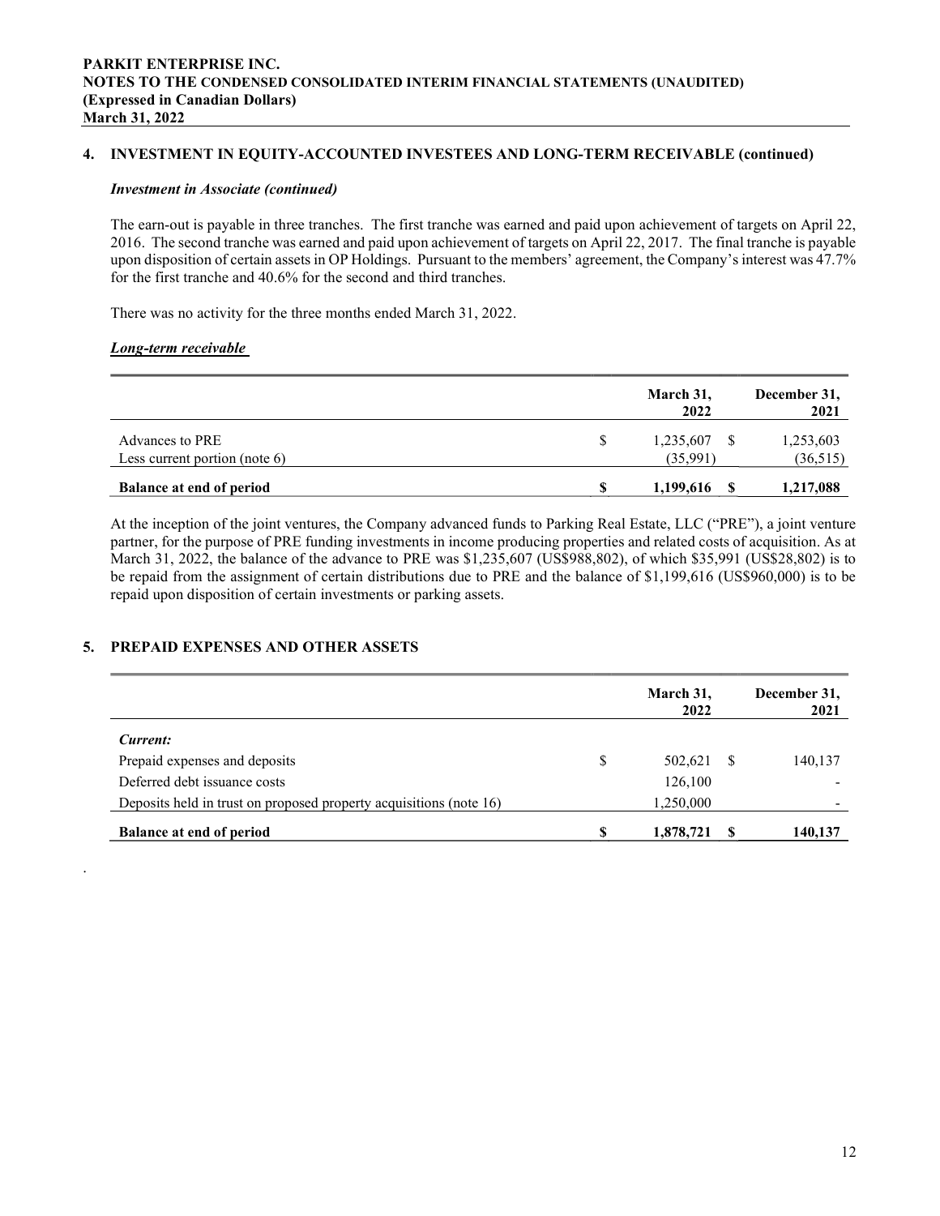## 4. INVESTMENT IN EQUITY-ACCOUNTED INVESTEES AND LONG-TERM RECEIVABLE (continued)

### *Investment in Associate (continued)*

The earn-out is payable in three tranches. The first tranche was earned and paid upon achievement of targets on April 22, 2016. The second tranche was earned and paid upon achievement of targets on April 22, 2017. The final tranche is payable upon disposition of certain assets in OP Holdings. Pursuant to the members' agreement, the Company's interest was 47.7% for the first tranche and 40.6% for the second and third tranches.

There was no activity for the three months ended March 31, 2022.

### ***Long-term receivable***

| | March 31, 2022 | December 31, 2021 |
|---|---|---|
| Advances to PRE | $ 1,235,607 | $ 1,253,603 |
| Less current portion (note 6) | (35,991) | (36,515) |
| **Balance at end of period** | **$ 1,199,616** | **$ 1,217,088** |

At the inception of the joint ventures, the Company advanced funds to Parking Real Estate, LLC ("PRE"), a joint venture partner, for the purpose of PRE funding investments in income producing properties and related costs of acquisition. As at March 31, 2022, the balance of the advance to PRE was $1,235,607 (US$988,802), of which $35,991 (US$28,802) is to be repaid from the assignment of certain distributions due to PRE and the balance of $1,199,616 (US$960,000) is to be repaid upon disposition of certain investments or parking assets.

## 5. PREPAID EXPENSES AND OTHER ASSETS

| | March 31, 2022 | December 31, 2021 |
|---|---|---|
| ***Current:*** | | |
| Prepaid expenses and deposits | $ 502,621 | $ 140,137 |
| Deferred debt issuance costs | 126,100 | - |
| Deposits held in trust on proposed property acquisitions (note 16) | 1,250,000 | - |
| **Balance at end of period** | **$ 1,878,721** | **$ 140,137** |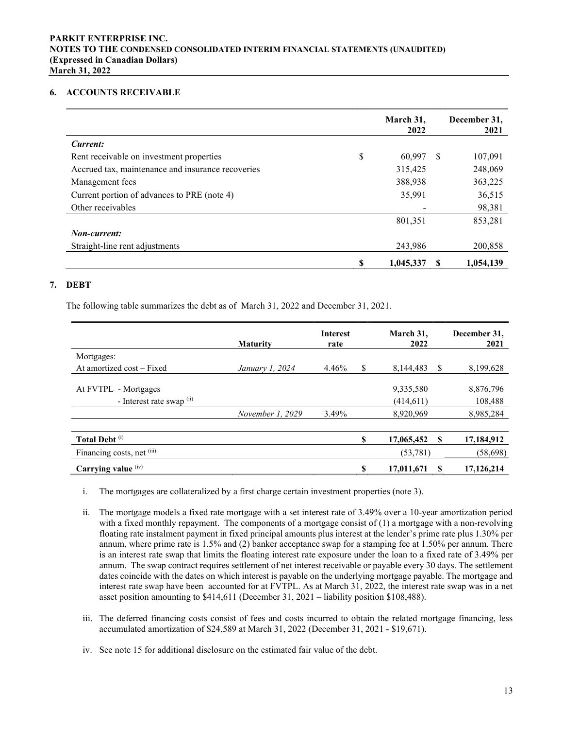## 6. ACCOUNTS RECEIVABLE

| | March 31, 2022 | December 31, 2021 |
|---|---|---|
| ***Current:*** | | |
| Rent receivable on investment properties | $ 60,997 | $ 107,091 |
| Accrued tax, maintenance and insurance recoveries | 315,425 | 248,069 |
| Management fees | 388,938 | 363,225 |
| Current portion of advances to PRE (note 4) | 35,991 | 36,515 |
| Other receivables | - | 98,381 |
| | 801,351 | 853,281 |
| ***Non-current:*** | | |
| Straight-line rent adjustments | 243,986 | 200,858 |
| | **$ 1,045,337** | **$ 1,054,139** |

## 7. DEBT

The following table summarizes the debt as of March 31, 2022 and December 31, 2021.

| | Maturity | Interest rate | March 31, 2022 | December 31, 2021 |
|---|---|---|---|---|
| Mortgages: | | | | |
| At amortized cost – Fixed | *January 1, 2024* | 4.46% | $ 8,144,483 | $ 8,199,628 |
| At FVTPL - Mortgages | | | 9,335,580 | 8,876,796 |
| - Interest rate swap [(ii)] | | | (414,611) | 108,488 |
| | *November 1, 2029* | 3.49% | 8,920,969 | 8,985,284 |
| **Total Debt** [(i)] | | | **$ 17,065,452** | **$ 17,184,912** |
| Financing costs, net [(iii)] | | | (53,781) | (58,698) |
| **Carrying value** [(iv)] | | | **$ 17,011,671** | **$ 17,126,214** |

i. The mortgages are collateralized by a first charge certain investment properties (note 3).

ii. The mortgage models a fixed rate mortgage with a set interest rate of 3.49% over a 10-year amortization period with a fixed monthly repayment. The components of a mortgage consist of (1) a mortgage with a non-revolving floating rate instalment payment in fixed principal amounts plus interest at the lender's prime rate plus 1.30% per annum, where prime rate is 1.5% and (2) banker acceptance swap for a stamping fee at 1.50% per annum. There is an interest rate swap that limits the floating interest rate exposure under the loan to a fixed rate of 3.49% per annum. The swap contract requires settlement of net interest receivable or payable every 30 days. The settlement dates coincide with the dates on which interest is payable on the underlying mortgage payable. The mortgage and interest rate swap have been accounted for at FVTPL. As at March 31, 2022, the interest rate swap was in a net asset position amounting to $414,611 (December 31, 2021 – liability position $108,488).

iii. The deferred financing costs consist of fees and costs incurred to obtain the related mortgage financing, less accumulated amortization of $24,589 at March 31, 2022 (December 31, 2021 - $19,671).

iv. See note 15 for additional disclosure on the estimated fair value of the debt.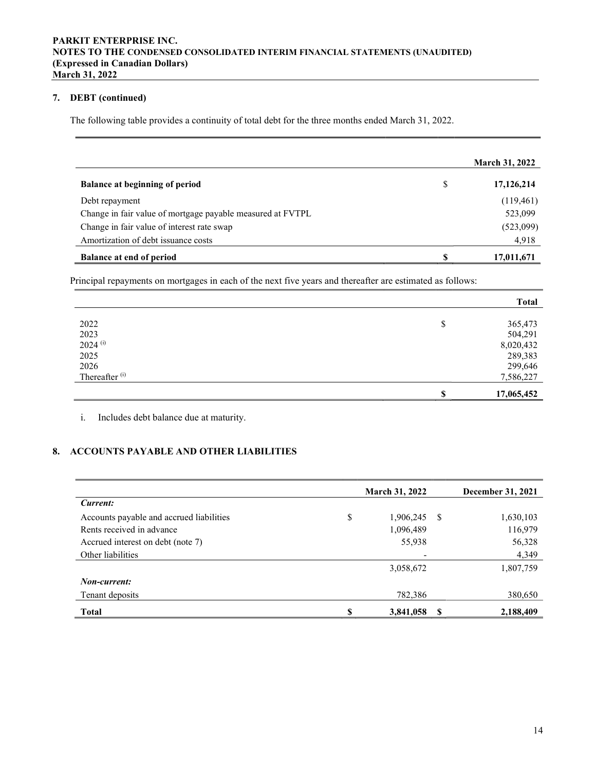## 7. DEBT (continued)

The following table provides a continuity of total debt for the three months ended March 31, 2022.

| | | March 31, 2022 |
|---|---|---|
| **Balance at beginning of period** | $ | **17,126,214** |
| Debt repayment | | (119,461) |
| Change in fair value of mortgage payable measured at FVTPL | | 523,099 |
| Change in fair value of interest rate swap | | (523,099) |
| Amortization of debt issuance costs | | 4,918 |
| **Balance at end of period** | **$** | **17,011,671** |

Principal repayments on mortgages in each of the next five years and thereafter are estimated as follows:

| | | Total |
|---|---|---|
| 2022 | $ | 365,473 |
| 2023 | | 504,291 |
| 2024 (i) | | 8,020,432 |
| 2025 | | 289,383 |
| 2026 | | 299,646 |
| Thereafter (i) | | 7,586,227 |
| | **$** | **17,065,452** |

i. Includes debt balance due at maturity.

## 8. ACCOUNTS PAYABLE AND OTHER LIABILITIES

| | | March 31, 2022 | | December 31, 2021 |
|---|---|---|---|---|
| ***Current:*** | | | | |
| Accounts payable and accrued liabilities | $ | 1,906,245 | $ | 1,630,103 |
| Rents received in advance | | 1,096,489 | | 116,979 |
| Accrued interest on debt (note 7) | | 55,938 | | 56,328 |
| Other liabilities | | - | | 4,349 |
| | | 3,058,672 | | 1,807,759 |
| ***Non-current:*** | | | | |
| Tenant deposits | | 782,386 | | 380,650 |
| **Total** | **$** | **3,841,058** | **$** | **2,188,409** |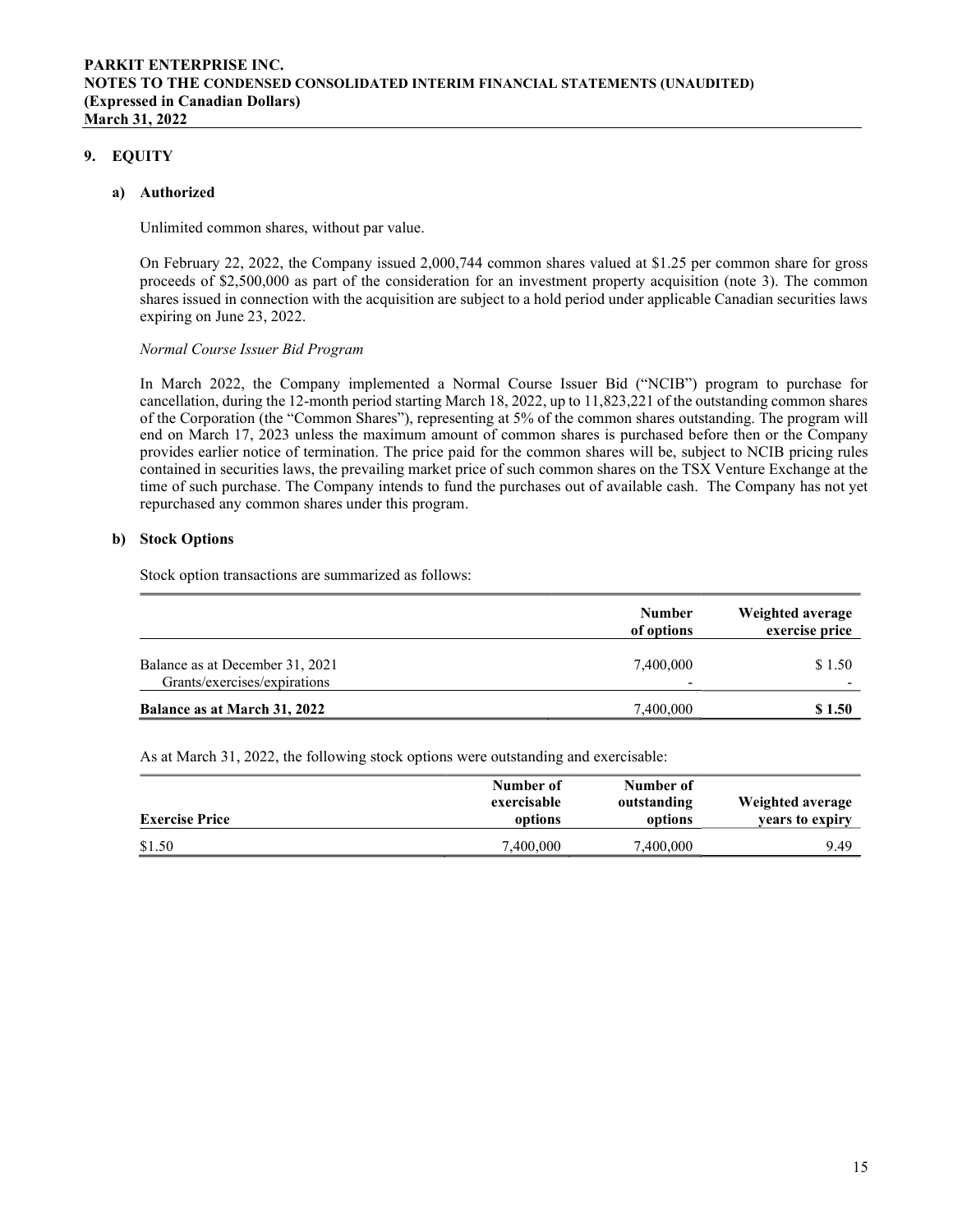## 9. EQUITY

### a) Authorized

Unlimited common shares, without par value.

On February 22, 2022, the Company issued 2,000,744 common shares valued at $1.25 per common share for gross proceeds of $2,500,000 as part of the consideration for an investment property acquisition (note 3). The common shares issued in connection with the acquisition are subject to a hold period under applicable Canadian securities laws expiring on June 23, 2022.

*Normal Course Issuer Bid Program*

In March 2022, the Company implemented a Normal Course Issuer Bid ("NCIB") program to purchase for cancellation, during the 12-month period starting March 18, 2022, up to 11,823,221 of the outstanding common shares of the Corporation (the "Common Shares"), representing at 5% of the common shares outstanding. The program will end on March 17, 2023 unless the maximum amount of common shares is purchased before then or the Company provides earlier notice of termination. The price paid for the common shares will be, subject to NCIB pricing rules contained in securities laws, the prevailing market price of such common shares on the TSX Venture Exchange at the time of such purchase. The Company intends to fund the purchases out of available cash. The Company has not yet repurchased any common shares under this program.

### b) Stock Options

Stock option transactions are summarized as follows:

| | Number of options | Weighted average exercise price |
|---|---|---|
| Balance as at December 31, 2021 | 7,400,000 | $ 1.50 |
| Grants/exercises/expirations | - | - |
| **Balance as at March 31, 2022** | 7,400,000 | **$ 1.50** |

As at March 31, 2022, the following stock options were outstanding and exercisable:

| Exercise Price | Number of exercisable options | Number of outstanding options | Weighted average years to expiry |
|---|---|---|---|
| $1.50 | 7,400,000 | 7,400,000 | 9.49 |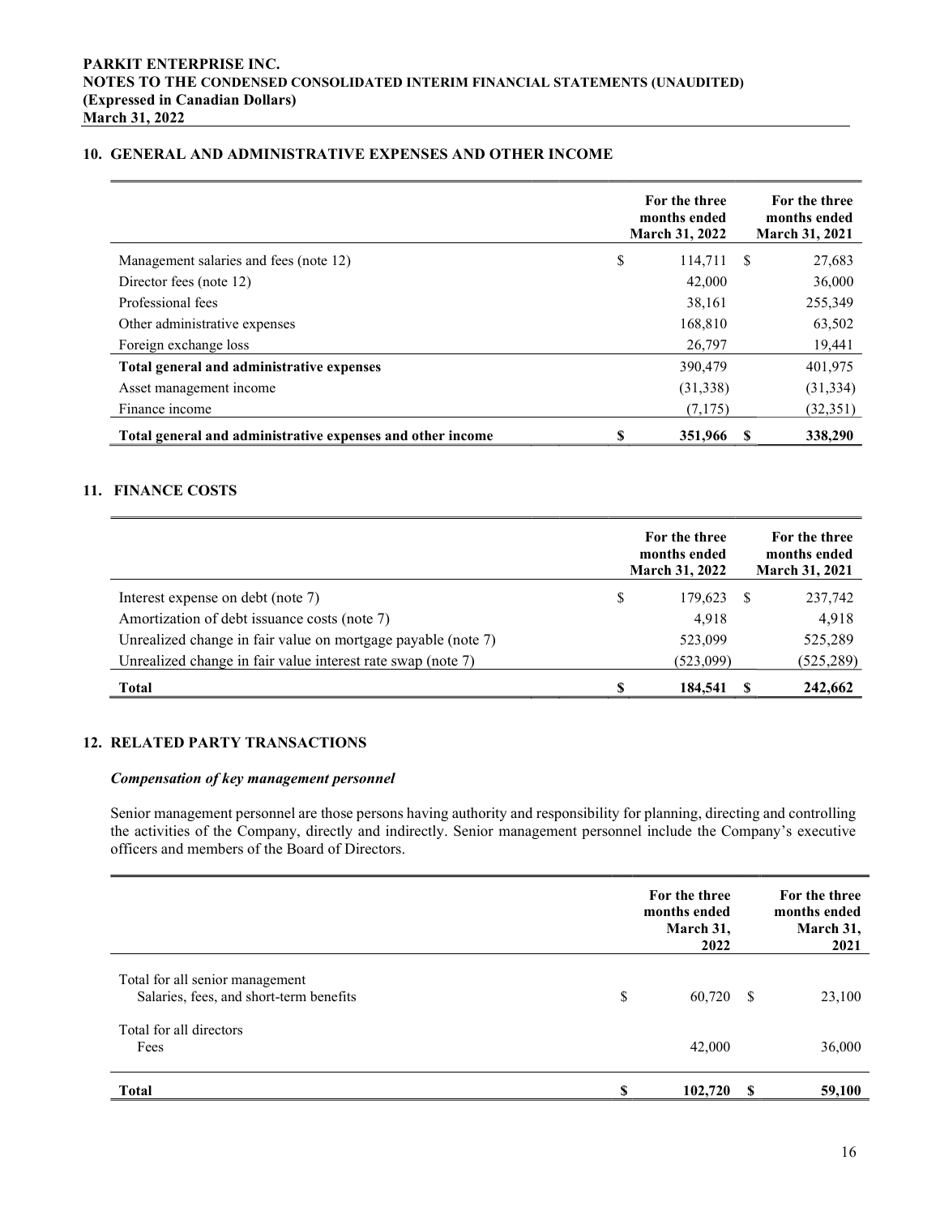## 10. GENERAL AND ADMINISTRATIVE EXPENSES AND OTHER INCOME

| | For the three months ended March 31, 2022 | For the three months ended March 31, 2021 |
|---|---|---|
| Management salaries and fees (note 12) | $ 114,711 | $ 27,683 |
| Director fees (note 12) | 42,000 | 36,000 |
| Professional fees | 38,161 | 255,349 |
| Other administrative expenses | 168,810 | 63,502 |
| Foreign exchange loss | 26,797 | 19,441 |
| **Total general and administrative expenses** | 390,479 | 401,975 |
| Asset management income | (31,338) | (31,334) |
| Finance income | (7,175) | (32,351) |
| **Total general and administrative expenses and other income** | **$ 351,966** | **$ 338,290** |

## 11. FINANCE COSTS

| | For the three months ended March 31, 2022 | For the three months ended March 31, 2021 |
|---|---|---|
| Interest expense on debt (note 7) | $ 179,623 | $ 237,742 |
| Amortization of debt issuance costs (note 7) | 4,918 | 4,918 |
| Unrealized change in fair value on mortgage payable (note 7) | 523,099 | 525,289 |
| Unrealized change in fair value interest rate swap (note 7) | (523,099) | (525,289) |
| **Total** | **$ 184,541** | **$ 242,662** |

## 12. RELATED PARTY TRANSACTIONS

***Compensation of key management personnel***

Senior management personnel are those persons having authority and responsibility for planning, directing and controlling the activities of the Company, directly and indirectly. Senior management personnel include the Company's executive officers and members of the Board of Directors.

| | For the three months ended March 31, 2022 | For the three months ended March 31, 2021 |
|---|---|---|
| Total for all senior management | | |
| Salaries, fees, and short-term benefits | $ 60,720 | $ 23,100 |
| Total for all directors | | |
| Fees | 42,000 | 36,000 |
| **Total** | **$ 102,720** | **$ 59,100** |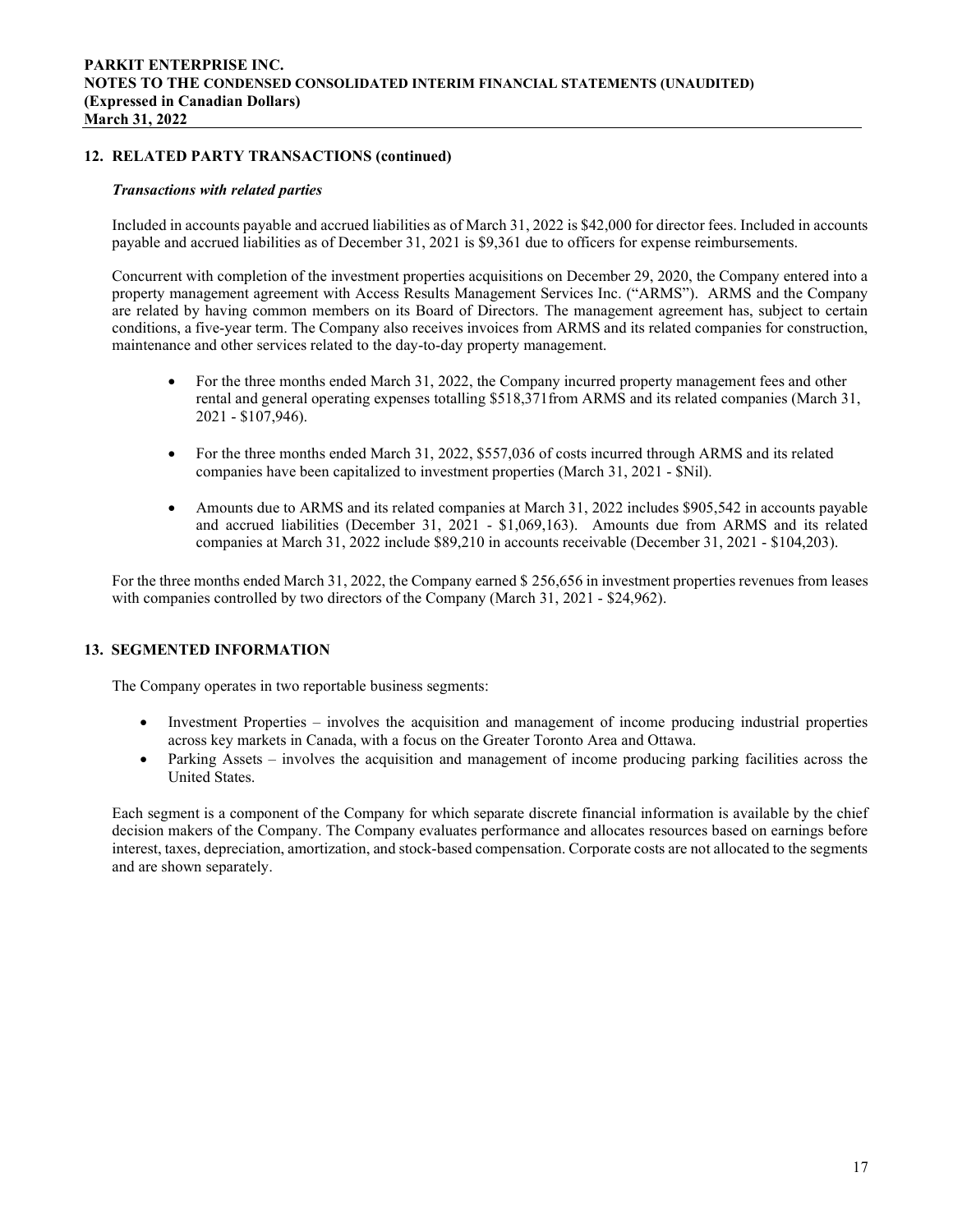## 12. RELATED PARTY TRANSACTIONS (continued)

### *Transactions with related parties*

Included in accounts payable and accrued liabilities as of March 31, 2022 is $42,000 for director fees. Included in accounts payable and accrued liabilities as of December 31, 2021 is $9,361 due to officers for expense reimbursements.

Concurrent with completion of the investment properties acquisitions on December 29, 2020, the Company entered into a property management agreement with Access Results Management Services Inc. ("ARMS"). ARMS and the Company are related by having common members on its Board of Directors. The management agreement has, subject to certain conditions, a five-year term. The Company also receives invoices from ARMS and its related companies for construction, maintenance and other services related to the day-to-day property management.

- For the three months ended March 31, 2022, the Company incurred property management fees and other rental and general operating expenses totalling $518,371from ARMS and its related companies (March 31, 2021 - $107,946).
- For the three months ended March 31, 2022, $557,036 of costs incurred through ARMS and its related companies have been capitalized to investment properties (March 31, 2021 - $Nil).
- Amounts due to ARMS and its related companies at March 31, 2022 includes $905,542 in accounts payable and accrued liabilities (December 31, 2021 - $1,069,163). Amounts due from ARMS and its related companies at March 31, 2022 include $89,210 in accounts receivable (December 31, 2021 - $104,203).

For the three months ended March 31, 2022, the Company earned $ 256,656 in investment properties revenues from leases with companies controlled by two directors of the Company (March 31, 2021 - $24,962).

## 13. SEGMENTED INFORMATION

The Company operates in two reportable business segments:

- Investment Properties – involves the acquisition and management of income producing industrial properties across key markets in Canada, with a focus on the Greater Toronto Area and Ottawa.
- Parking Assets – involves the acquisition and management of income producing parking facilities across the United States.

Each segment is a component of the Company for which separate discrete financial information is available by the chief decision makers of the Company. The Company evaluates performance and allocates resources based on earnings before interest, taxes, depreciation, amortization, and stock-based compensation. Corporate costs are not allocated to the segments and are shown separately.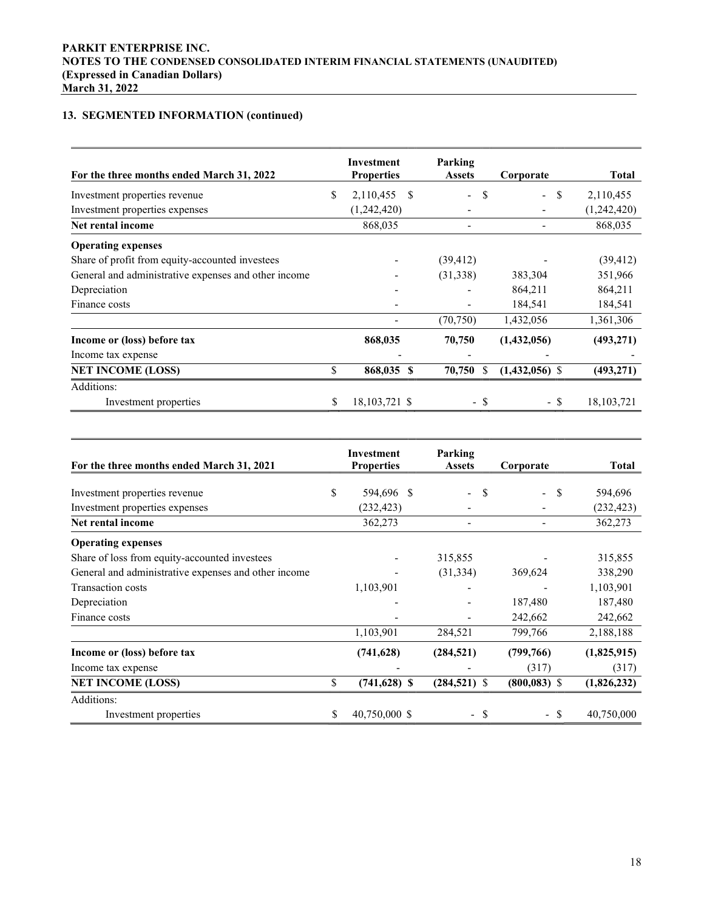## 13. SEGMENTED INFORMATION (continued)

| For the three months ended March 31, 2022 | Investment Properties | Parking Assets | Corporate | Total |
|---|---|---|---|---|
| Investment properties revenue | $ 2,110,455 | $ - | $ - | $ 2,110,455 |
| Investment properties expenses | (1,242,420) | - | - | (1,242,420) |
| **Net rental income** | 868,035 | - | - | 868,035 |
| **Operating expenses** | | | | |
| Share of profit from equity-accounted investees | - | (39,412) | - | (39,412) |
| General and administrative expenses and other income | - | (31,338) | 383,304 | 351,966 |
| Depreciation | - | - | 864,211 | 864,211 |
| Finance costs | - | - | 184,541 | 184,541 |
| | - | (70,750) | 1,432,056 | 1,361,306 |
| **Income or (loss) before tax** | **868,035** | **70,750** | **(1,432,056)** | **(493,271)** |
| Income tax expense | - | - | - | - |
| **NET INCOME (LOSS)** | **$ 868,035** | **$ 70,750** | **$ (1,432,056)** | **$ (493,271)** |
| Additions: | | | | |
| Investment properties | $ 18,103,721 | $ - | $ - | $ 18,103,721 |

| For the three months ended March 31, 2021 | Investment Properties | Parking Assets | Corporate | Total |
|---|---|---|---|---|
| Investment properties revenue | $ 594,696 | $ - | $ - | $ 594,696 |
| Investment properties expenses | (232,423) | - | - | (232,423) |
| **Net rental income** | 362,273 | - | - | 362,273 |
| **Operating expenses** | | | | |
| Share of loss from equity-accounted investees | - | 315,855 | - | 315,855 |
| General and administrative expenses and other income | - | (31,334) | 369,624 | 338,290 |
| Transaction costs | 1,103,901 | - | - | 1,103,901 |
| Depreciation | - | - | 187,480 | 187,480 |
| Finance costs | - | - | 242,662 | 242,662 |
| | 1,103,901 | 284,521 | 799,766 | 2,188,188 |
| **Income or (loss) before tax** | **(741,628)** | **(284,521)** | **(799,766)** | **(1,825,915)** |
| Income tax expense | - | - | (317) | (317) |
| **NET INCOME (LOSS)** | **$ (741,628)** | **$ (284,521)** | **$ (800,083)** | **$ (1,826,232)** |
| Additions: | | | | |
| Investment properties | $ 40,750,000 | $ - | $ - | $ 40,750,000 |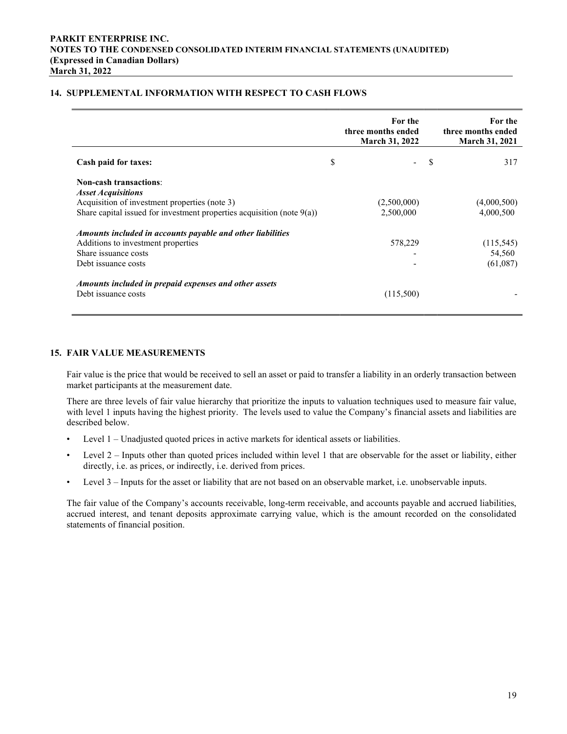## 14. SUPPLEMENTAL INFORMATION WITH RESPECT TO CASH FLOWS

| | For the three months ended March 31, 2022 | For the three months ended March 31, 2021 |
|---|---|---|
| **Cash paid for taxes:** | $ - | $ 317 |
| **Non-cash transactions**: | | |
| ***Asset Acquisitions*** | | |
| Acquisition of investment properties (note 3) | (2,500,000) | (4,000,500) |
| Share capital issued for investment properties acquisition (note 9(a)) | 2,500,000 | 4,000,500 |
| ***Amounts included in accounts payable and other liabilities*** | | |
| Additions to investment properties | 578,229 | (115,545) |
| Share issuance costs | - | 54,560 |
| Debt issuance costs | - | (61,087) |
| ***Amounts included in prepaid expenses and other assets*** | | |
| Debt issuance costs | (115,500) | - |

## 15. FAIR VALUE MEASUREMENTS

Fair value is the price that would be received to sell an asset or paid to transfer a liability in an orderly transaction between market participants at the measurement date.

There are three levels of fair value hierarchy that prioritize the inputs to valuation techniques used to measure fair value, with level 1 inputs having the highest priority. The levels used to value the Company's financial assets and liabilities are described below.

- Level 1 – Unadjusted quoted prices in active markets for identical assets or liabilities.
- Level 2 – Inputs other than quoted prices included within level 1 that are observable for the asset or liability, either directly, i.e. as prices, or indirectly, i.e. derived from prices.
- Level 3 – Inputs for the asset or liability that are not based on an observable market, i.e. unobservable inputs.

The fair value of the Company's accounts receivable, long-term receivable, and accounts payable and accrued liabilities, accrued interest, and tenant deposits approximate carrying value, which is the amount recorded on the consolidated statements of financial position.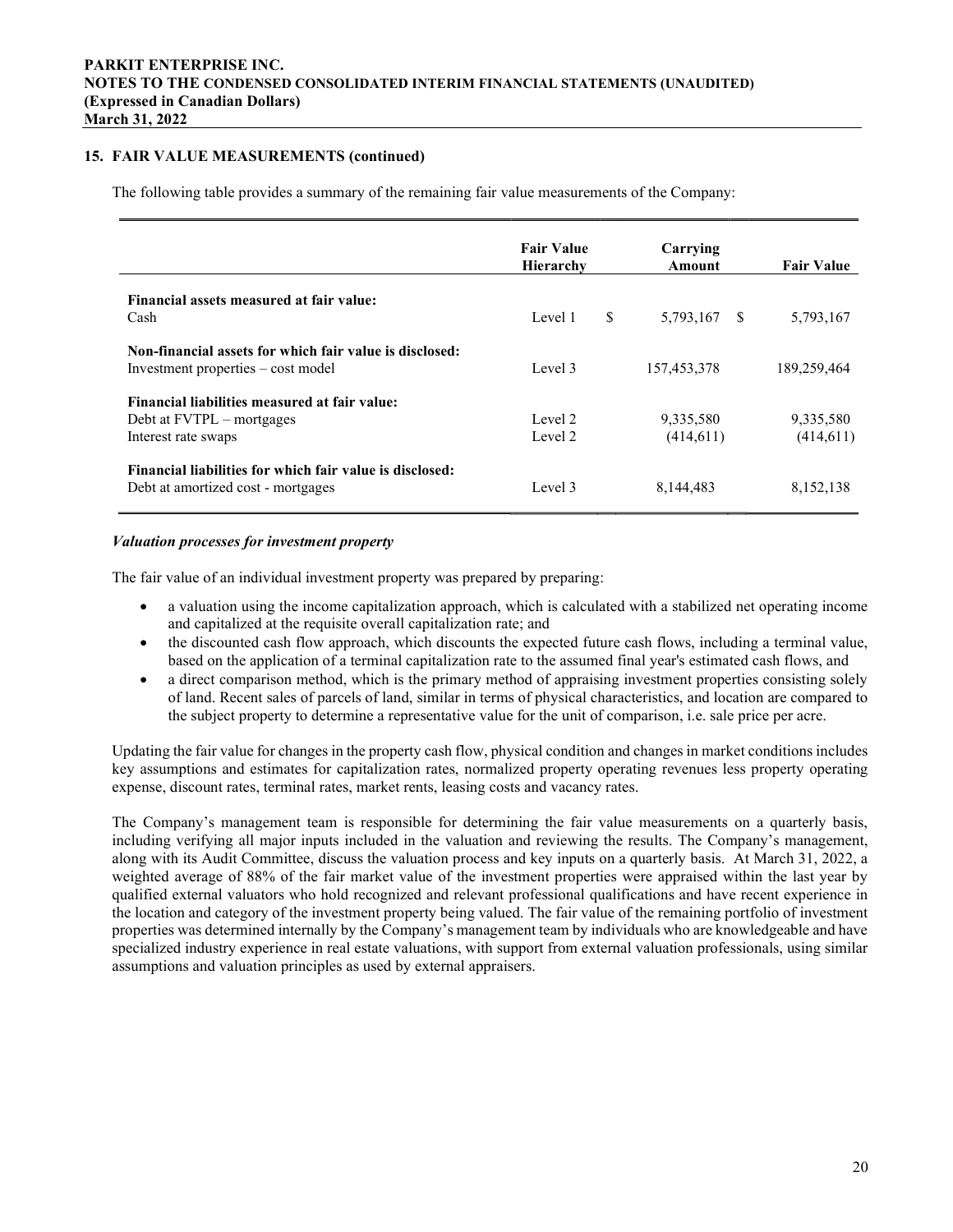## 15. FAIR VALUE MEASUREMENTS (continued)

The following table provides a summary of the remaining fair value measurements of the Company:

| | Fair Value Hierarchy | Carrying Amount | Fair Value |
|---|---|---|---|
| **Financial assets measured at fair value:** | | | |
| Cash | Level 1 | $ 5,793,167 | $ 5,793,167 |
| **Non-financial assets for which fair value is disclosed:** | | | |
| Investment properties – cost model | Level 3 | 157,453,378 | 189,259,464 |
| **Financial liabilities measured at fair value:** | | | |
| Debt at FVTPL – mortgages | Level 2 | 9,335,580 | 9,335,580 |
| Interest rate swaps | Level 2 | (414,611) | (414,611) |
| **Financial liabilities for which fair value is disclosed:** | | | |
| Debt at amortized cost - mortgages | Level 3 | 8,144,483 | 8,152,138 |

### *Valuation processes for investment property*

The fair value of an individual investment property was prepared by preparing:

- a valuation using the income capitalization approach, which is calculated with a stabilized net operating income and capitalized at the requisite overall capitalization rate; and
- the discounted cash flow approach, which discounts the expected future cash flows, including a terminal value, based on the application of a terminal capitalization rate to the assumed final year's estimated cash flows, and
- a direct comparison method, which is the primary method of appraising investment properties consisting solely of land. Recent sales of parcels of land, similar in terms of physical characteristics, and location are compared to the subject property to determine a representative value for the unit of comparison, i.e. sale price per acre.

Updating the fair value for changes in the property cash flow, physical condition and changes in market conditions includes key assumptions and estimates for capitalization rates, normalized property operating revenues less property operating expense, discount rates, terminal rates, market rents, leasing costs and vacancy rates.

The Company's management team is responsible for determining the fair value measurements on a quarterly basis, including verifying all major inputs included in the valuation and reviewing the results. The Company's management, along with its Audit Committee, discuss the valuation process and key inputs on a quarterly basis. At March 31, 2022, a weighted average of 88% of the fair market value of the investment properties were appraised within the last year by qualified external valuators who hold recognized and relevant professional qualifications and have recent experience in the location and category of the investment property being valued. The fair value of the remaining portfolio of investment properties was determined internally by the Company's management team by individuals who are knowledgeable and have specialized industry experience in real estate valuations, with support from external valuation professionals, using similar assumptions and valuation principles as used by external appraisers.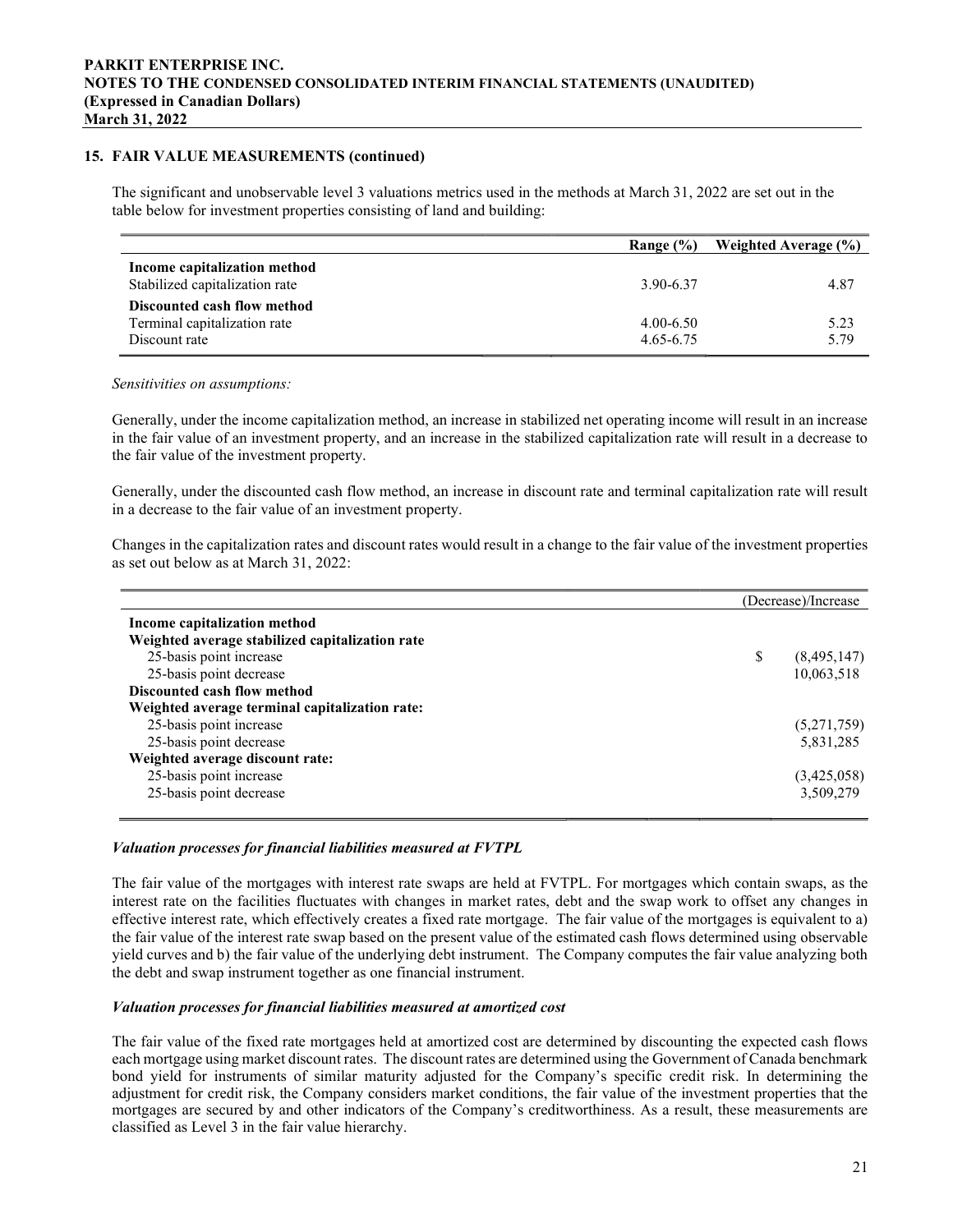## 15. FAIR VALUE MEASUREMENTS (continued)

The significant and unobservable level 3 valuations metrics used in the methods at March 31, 2022 are set out in the table below for investment properties consisting of land and building:

| | Range (%) | Weighted Average (%) |
|---|---|---|
| **Income capitalization method** | | |
| Stabilized capitalization rate | 3.90-6.37 | 4.87 |
| **Discounted cash flow method** | | |
| Terminal capitalization rate | 4.00-6.50 | 5.23 |
| Discount rate | 4.65-6.75 | 5.79 |

*Sensitivities on assumptions:*

Generally, under the income capitalization method, an increase in stabilized net operating income will result in an increase in the fair value of an investment property, and an increase in the stabilized capitalization rate will result in a decrease to the fair value of the investment property.

Generally, under the discounted cash flow method, an increase in discount rate and terminal capitalization rate will result in a decrease to the fair value of an investment property.

Changes in the capitalization rates and discount rates would result in a change to the fair value of the investment properties as set out below as at March 31, 2022:

| | (Decrease)/Increase |
|---|---|
| **Income capitalization method** | |
| **Weighted average stabilized capitalization rate** | |
| 25-basis point increase | $ (8,495,147) |
| 25-basis point decrease | 10,063,518 |
| **Discounted cash flow method** | |
| **Weighted average terminal capitalization rate:** | |
| 25-basis point increase | (5,271,759) |
| 25-basis point decrease | 5,831,285 |
| **Weighted average discount rate:** | |
| 25-basis point increase | (3,425,058) |
| 25-basis point decrease | 3,509,279 |

***Valuation processes for financial liabilities measured at FVTPL***

The fair value of the mortgages with interest rate swaps are held at FVTPL. For mortgages which contain swaps, as the interest rate on the facilities fluctuates with changes in market rates, debt and the swap work to offset any changes in effective interest rate, which effectively creates a fixed rate mortgage. The fair value of the mortgages is equivalent to a) the fair value of the interest rate swap based on the present value of the estimated cash flows determined using observable yield curves and b) the fair value of the underlying debt instrument. The Company computes the fair value analyzing both the debt and swap instrument together as one financial instrument.

***Valuation processes for financial liabilities measured at amortized cost***

The fair value of the fixed rate mortgages held at amortized cost are determined by discounting the expected cash flows each mortgage using market discount rates. The discount rates are determined using the Government of Canada benchmark bond yield for instruments of similar maturity adjusted for the Company's specific credit risk. In determining the adjustment for credit risk, the Company considers market conditions, the fair value of the investment properties that the mortgages are secured by and other indicators of the Company's creditworthiness. As a result, these measurements are classified as Level 3 in the fair value hierarchy.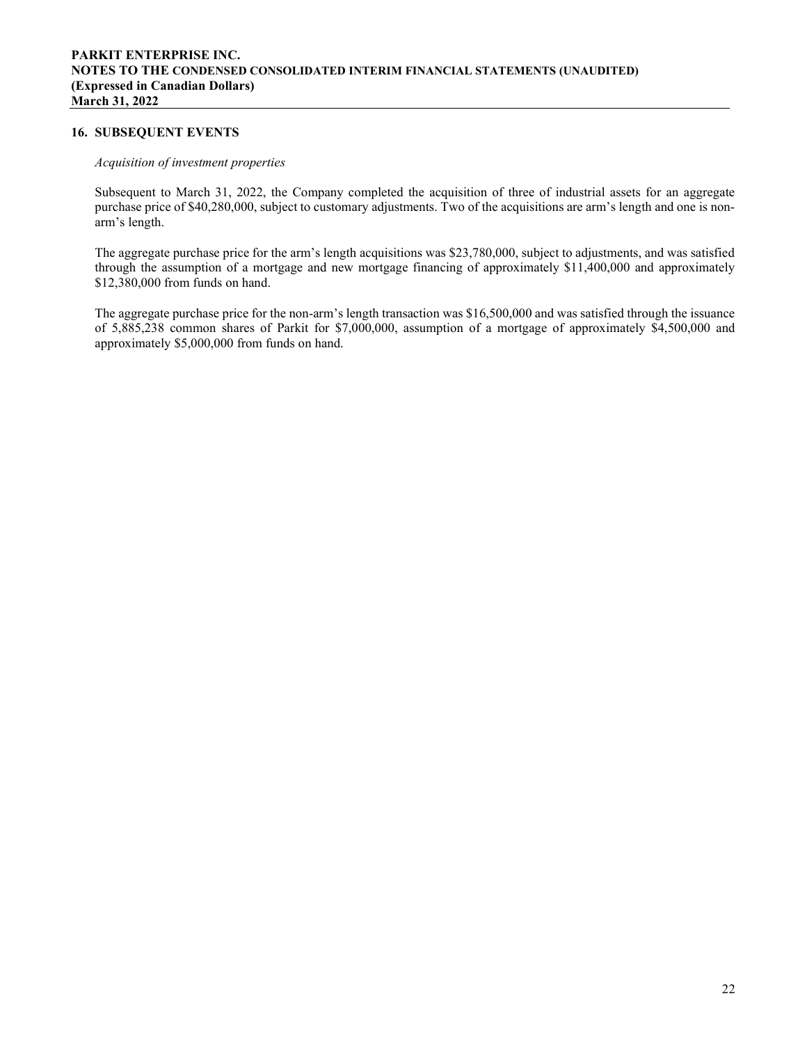## 16. SUBSEQUENT EVENTS

*Acquisition of investment properties*

Subsequent to March 31, 2022, the Company completed the acquisition of three of industrial assets for an aggregate purchase price of $40,280,000, subject to customary adjustments. Two of the acquisitions are arm's length and one is non-arm's length.

The aggregate purchase price for the arm's length acquisitions was $23,780,000, subject to adjustments, and was satisfied through the assumption of a mortgage and new mortgage financing of approximately $11,400,000 and approximately $12,380,000 from funds on hand.

The aggregate purchase price for the non-arm's length transaction was $16,500,000 and was satisfied through the issuance of 5,885,238 common shares of Parkit for $7,000,000, assumption of a mortgage of approximately $4,500,000 and approximately $5,000,000 from funds on hand.